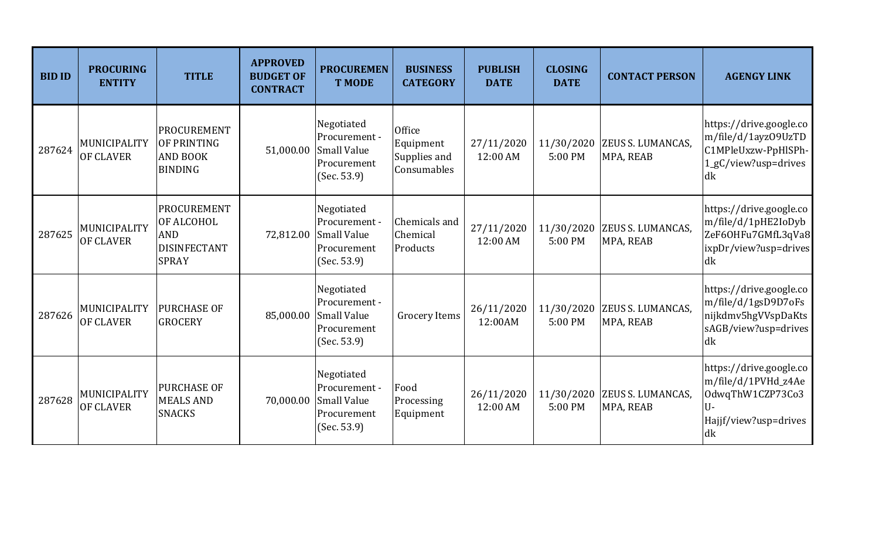| BID ID | PROCURING ENTITY | TITLE | APPROVED BUDGET OF CONTRACT | PROCUREMENT MODE | BUSINESS CATEGORY | PUBLISH DATE | CLOSING DATE | CONTACT PERSON | AGENGY LINK |
|---|---|---|---|---|---|---|---|---|---|
| 287624 | MUNICIPALITY OF CLAVER | PROCUREMENT OF PRINTING AND BOOK BINDING | 51,000.00 | Negotiated Procurement - Small Value Procurement (Sec. 53.9) | Office Equipment Supplies and Consumables | 27/11/2020 12:00 AM | 11/30/2020 5:00 PM | ZEUS S. LUMANCAS, MPA, REAB | https://drive.google.com/file/d/1ayzO9UzTDC1MPleUxzw-PpHlSPh-1_gC/view?usp=drivesdk |
| 287625 | MUNICIPALITY OF CLAVER | PROCUREMENT OF ALCOHOL AND DISINFECTANT SPRAY | 72,812.00 | Negotiated Procurement - Small Value Procurement (Sec. 53.9) | Chemicals and Chemical Products | 27/11/2020 12:00 AM | 11/30/2020 5:00 PM | ZEUS S. LUMANCAS, MPA, REAB | https://drive.google.com/file/d/1pHE2IoDybZeF6OHFu7GMfL3qVa8ixpDr/view?usp=drivesdk |
| 287626 | MUNICIPALITY OF CLAVER | PURCHASE OF GROCERY | 85,000.00 | Negotiated Procurement - Small Value Procurement (Sec. 53.9) | Grocery Items | 26/11/2020 12:00AM | 11/30/2020 5:00 PM | ZEUS S. LUMANCAS, MPA, REAB | https://drive.google.com/file/d/1gsD9D7oFsnijkdmv5hgVVspDaKtssAGB/view?usp=drivesdk |
| 287628 | MUNICIPALITY OF CLAVER | PURCHASE OF MEALS AND SNACKS | 70,000.00 | Negotiated Procurement - Small Value Procurement (Sec. 53.9) | Food Processing Equipment | 26/11/2020 12:00 AM | 11/30/2020 5:00 PM | ZEUS S. LUMANCAS, MPA, REAB | https://drive.google.com/file/d/1PVHd_z4AeOdwqThW1CZP73Co3U-Hajjf/view?usp=drivesdk |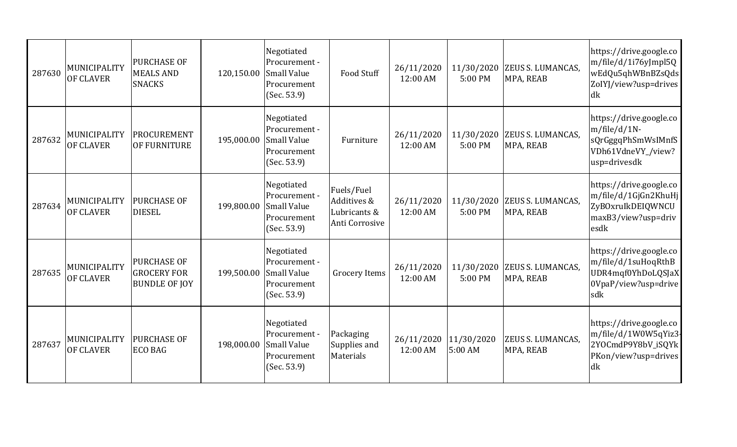| | | | | | | | | | |
|---|---|---|---|---|---|---|---|---|---|
| 287630 | MUNICIPALITY OF CLAVER | PURCHASE OF MEALS AND SNACKS | 120,150.00 | Negotiated Procurement - Small Value Procurement (Sec. 53.9) | Food Stuff | 26/11/2020 12:00 AM | 11/30/2020 5:00 PM | ZEUS S. LUMANCAS, MPA, REAB | https://drive.google.com/file/d/1i76yJmpl5QwEdQu5qhWBnBZsQdsZoIYJ/view?usp=drivesdk |
| 287632 | MUNICIPALITY OF CLAVER | PROCUREMENT OF FURNITURE | 195,000.00 | Negotiated Procurement - Small Value Procurement (Sec. 53.9) | Furniture | 26/11/2020 12:00 AM | 11/30/2020 5:00 PM | ZEUS S. LUMANCAS, MPA, REAB | https://drive.google.com/file/d/1N-sQrGggqPhSmWsIMnfSVDh61VdneVY_/view?usp=drivesdk |
| 287634 | MUNICIPALITY OF CLAVER | PURCHASE OF DIESEL | 199,800.00 | Negotiated Procurement - Small Value Procurement (Sec. 53.9) | Fuels/Fuel Additives & Lubricants & Anti Corrosive | 26/11/2020 12:00 AM | 11/30/2020 5:00 PM | ZEUS S. LUMANCAS, MPA, REAB | https://drive.google.com/file/d/1GjGn2KhuHjZyBOxruIkDEIQWNCUmaxB3/view?usp=drivesdk |
| 287635 | MUNICIPALITY OF CLAVER | PURCHASE OF GROCERY FOR BUNDLE OF JOY | 199,500.00 | Negotiated Procurement - Small Value Procurement (Sec. 53.9) | Grocery Items | 26/11/2020 12:00 AM | 11/30/2020 5:00 PM | ZEUS S. LUMANCAS, MPA, REAB | https://drive.google.com/file/d/1suHoqRthBUDR4mqf0YhDoLQSJaX0VpaP/view?usp=drivesdk |
| 287637 | MUNICIPALITY OF CLAVER | PURCHASE OF ECO BAG | 198,000.00 | Negotiated Procurement - Small Value Procurement (Sec. 53.9) | Packaging Supplies and Materials | 26/11/2020 12:00 AM | 11/30/2020 5:00 AM | ZEUS S. LUMANCAS, MPA, REAB | https://drive.google.com/file/d/1W0W5qYiz3-2YOCmdP9Y8bV_iSQYkPKon/view?usp=drivesdk |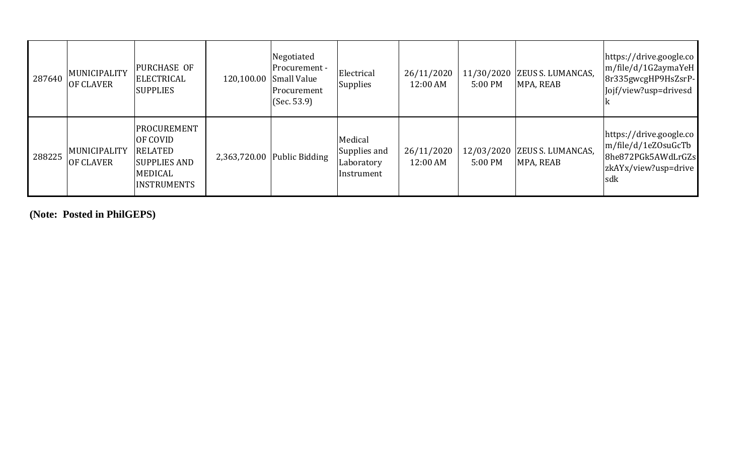| | | | | | | | | | |
|---|---|---|---|---|---|---|---|---|---|
| 287640 | MUNICIPALITY OF CLAVER | PURCHASE OF ELECTRICAL SUPPLIES | 120,100.00 | Negotiated Procurement - Small Value Procurement (Sec. 53.9) | Electrical Supplies | 26/11/2020 12:00 AM | 11/30/2020 5:00 PM | ZEUS S. LUMANCAS, MPA, REAB | https://drive.google.com/file/d/1G2aymaYeH8r335gwcgHP9HsZsrP-Jojf/view?usp=drivesdk |
| 288225 | MUNICIPALITY OF CLAVER | PROCUREMENT OF COVID RELATED SUPPLIES AND MEDICAL INSTRUMENTS | 2,363,720.00 | Public Bidding | Medical Supplies and Laboratory Instrument | 26/11/2020 12:00 AM | 12/03/2020 5:00 PM | ZEUS S. LUMANCAS, MPA, REAB | https://drive.google.com/file/d/1eZOsuGcTb8he872PGk5AWdLrGZszkAYx/view?usp=drivesdk |

**(Note: Posted in PhilGEPS)**